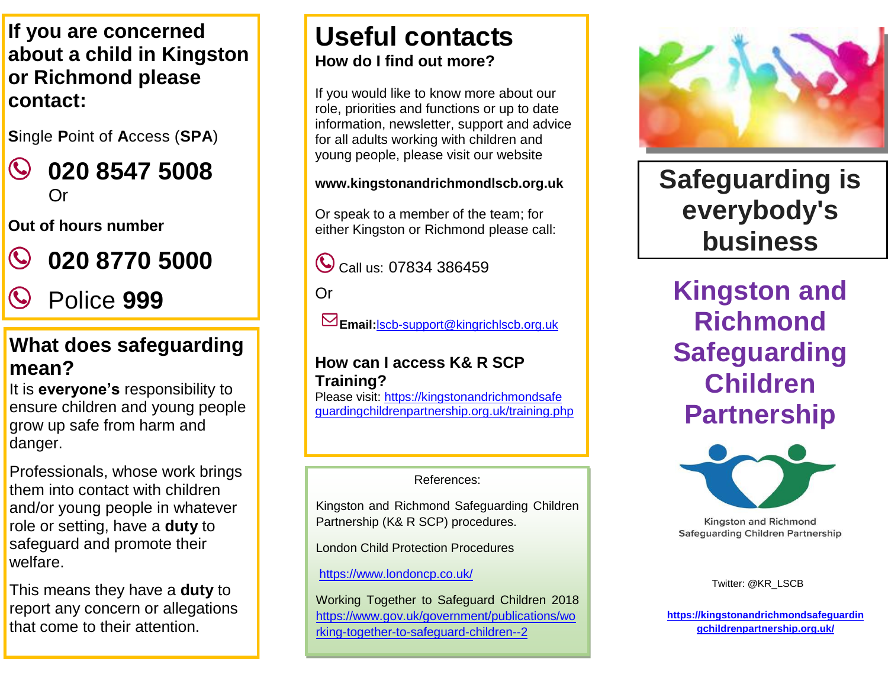## If you are concerned about a child in Kingston or Richmond please contact:

**S**ingle **P**oint of **A**ccess (**SPA**)

**020 8547 5008**
Or

**Out of hours number**

**020 8770 5000**

Police **999**

## What does safeguarding mean?

It is **everyone's** responsibility to ensure children and young people grow up safe from harm and danger.

Professionals, whose work brings them into contact with children and/or young people in whatever role or setting, have a **duty** to safeguard and promote their welfare.

This means they have a **duty** to report any concern or allegations that come to their attention.

# Useful contacts

### How do I find out more?

If you would like to know more about our role, priorities and functions or up to date information, newsletter, support and advice for all adults working with children and young people, please visit our website

**www.kingstonandrichmondlscb.org.uk**

Or speak to a member of the team; for either Kingston or Richmond please call:

Call us: 07834 386459

Or

**Email:**lscb-support@kingrichlscb.org.uk

### How can I access K& R SCP Training?

Please visit: https://kingstonandrichmondsafeguardingchildrenpartnership.org.uk/training.php

References:

Kingston and Richmond Safeguarding Children Partnership (K& R SCP) procedures.

London Child Protection Procedures

https://www.londoncp.co.uk/

Working Together to Safeguard Children 2018
https://www.gov.uk/government/publications/working-together-to-safeguard-children--2

# Safeguarding is everybody's business

# Kingston and Richmond Safeguarding Children Partnership

Kingston and Richmond Safeguarding Children Partnership

Twitter: @KR_LSCB

**https://kingstonandrichmondsafeguardingchildrenpartnership.org.uk/**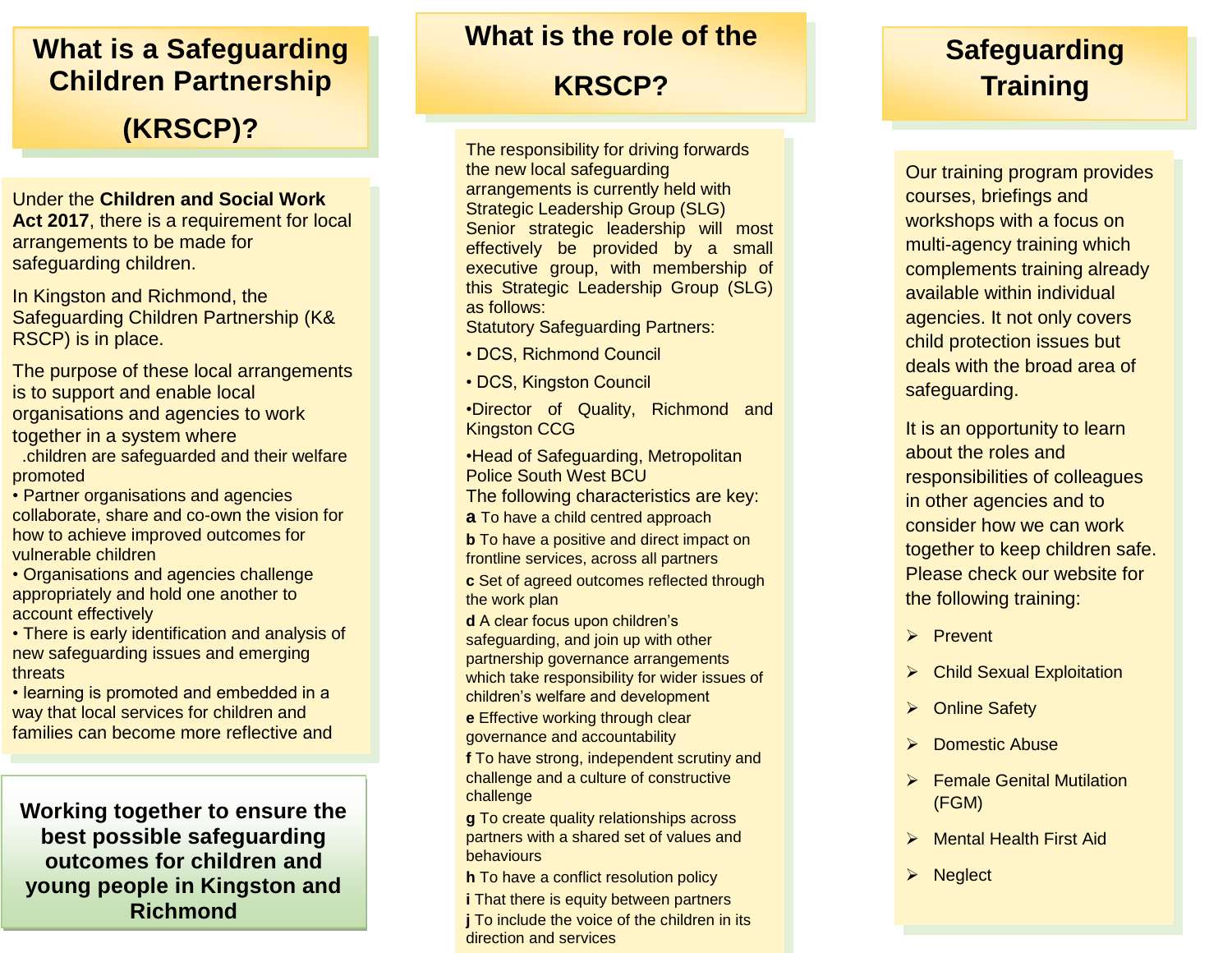# What is a Safeguarding Children Partnership (KRSCP)?

Under the **Children and Social Work Act 2017**, there is a requirement for local arrangements to be made for safeguarding children.

In Kingston and Richmond, the Safeguarding Children Partnership (K& RSCP) is in place.

The purpose of these local arrangements is to support and enable local organisations and agencies to work together in a system where

- .children are safeguarded and their welfare promoted
- Partner organisations and agencies collaborate, share and co-own the vision for how to achieve improved outcomes for vulnerable children
- Organisations and agencies challenge appropriately and hold one another to account effectively
- There is early identification and analysis of new safeguarding issues and emerging threats
- learning is promoted and embedded in a way that local services for children and families can become more reflective and

**Working together to ensure the best possible safeguarding outcomes for children and young people in Kingston and Richmond**

# What is the role of the KRSCP?

The responsibility for driving forwards the new local safeguarding arrangements is currently held with Strategic Leadership Group (SLG) Senior strategic leadership will most effectively be provided by a small executive group, with membership of this Strategic Leadership Group (SLG) as follows:

Statutory Safeguarding Partners:

- DCS, Richmond Council
- DCS, Kingston Council
- Director of Quality, Richmond and Kingston CCG
- Head of Safeguarding, Metropolitan Police South West BCU

The following characteristics are key:

**a** To have a child centred approach

**b** To have a positive and direct impact on frontline services, across all partners

**c** Set of agreed outcomes reflected through the work plan

**d** A clear focus upon children's safeguarding, and join up with other partnership governance arrangements which take responsibility for wider issues of children's welfare and development

**e** Effective working through clear governance and accountability

**f** To have strong, independent scrutiny and challenge and a culture of constructive challenge

**g** To create quality relationships across partners with a shared set of values and behaviours

**h** To have a conflict resolution policy

**i** That there is equity between partners

**j** To include the voice of the children in its direction and services

# Safeguarding Training

Our training program provides courses, briefings and workshops with a focus on multi-agency training which complements training already available within individual agencies. It not only covers child protection issues but deals with the broad area of safeguarding.

It is an opportunity to learn about the roles and responsibilities of colleagues in other agencies and to consider how we can work together to keep children safe. Please check our website for the following training:

- Prevent
- Child Sexual Exploitation
- Online Safety
- Domestic Abuse
- Female Genital Mutilation (FGM)
- Mental Health First Aid
- Neglect